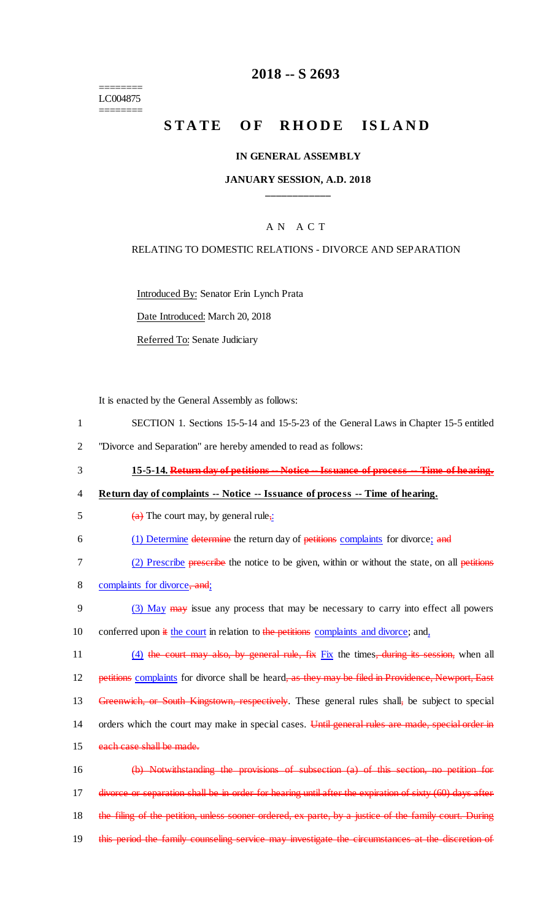# 2018 -- S 2693

========
LC004875
========

## STATE OF RHODE ISLAND

### IN GENERAL ASSEMBLY

### JANUARY SESSION, A.D. 2018

____________

A N A C T

RELATING TO DOMESTIC RELATIONS - DIVORCE AND SEPARATION

Introduced By: Senator Erin Lynch Prata

Date Introduced: March 20, 2018

Referred To: Senate Judiciary

It is enacted by the General Assembly as follows:

1 SECTION 1. Sections 15-5-14 and 15-5-23 of the General Laws in Chapter 15-5 entitled
2 "Divorce and Separation" are hereby amended to read as follows:

3 **15-5-14. ~~Return day of petitions -- Notice -- Issuance of process -- Time of hearing.~~**
4 **Return day of complaints -- Notice -- Issuance of process -- Time of hearing.**

5 ~~(a)~~ The court may, by general rule~~,~~:

6 (1) Determine ~~determine~~ the return day of ~~petitions~~ complaints for divorce; ~~and~~

7 (2) Prescribe ~~prescribe~~ the notice to be given, within or without the state, on all ~~petitions~~
8 complaints for divorce~~, and~~;

9 (3) May ~~may~~ issue any process that may be necessary to carry into effect all powers
10 conferred upon ~~it~~ the court in relation to ~~the petitions~~ complaints and divorce; and,

11 (4) ~~the court may also, by general rule, fix~~ Fix the times~~, during its session,~~ when all
12 ~~petitions~~ complaints for divorce shall be heard~~, as they may be filed in Providence, Newport, East~~
13 ~~Greenwich, or South Kingstown, respectively~~. These general rules shall~~,~~ be subject to special
14 orders which the court may make in special cases. ~~Until general rules are made, special order in~~
15 ~~each case shall be made.~~

16 ~~(b) Notwithstanding the provisions of subsection (a) of this section, no petition for~~
17 ~~divorce or separation shall be in order for hearing until after the expiration of sixty (60) days after~~
18 ~~the filing of the petition, unless sooner ordered, ex parte, by a justice of the family court. During~~
19 ~~this period the family counseling service may investigate the circumstances at the discretion of~~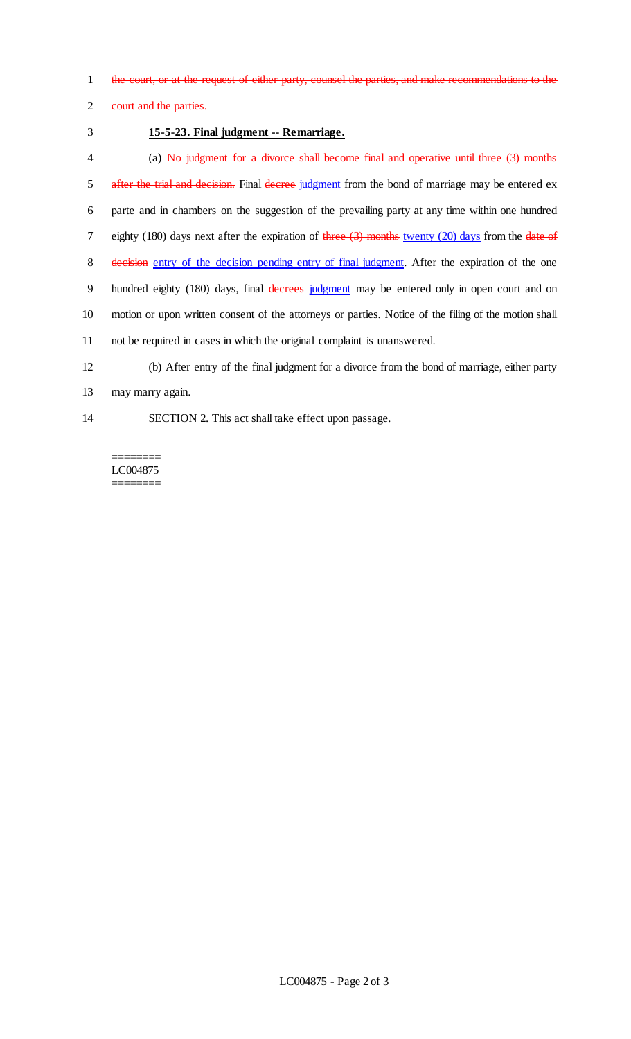~~the court, or at the request of either party, counsel the parties, and make recommendations to the court and the parties.~~

**15-5-23. Final judgment -- Remarriage.**

(a) ~~No judgment for a divorce shall become final and operative until three (3) months after the trial and decision.~~ Final ~~decree~~ judgment from the bond of marriage may be entered ex parte and in chambers on the suggestion of the prevailing party at any time within one hundred eighty (180) days next after the expiration of ~~three (3) months~~ twenty (20) days from the ~~date of decision~~ entry of the decision pending entry of final judgment. After the expiration of the one hundred eighty (180) days, final ~~decrees~~ judgment may be entered only in open court and on motion or upon written consent of the attorneys or parties. Notice of the filing of the motion shall not be required in cases in which the original complaint is unanswered.

(b) After entry of the final judgment for a divorce from the bond of marriage, either party may marry again.

SECTION 2. This act shall take effect upon passage.

========
LC004875
========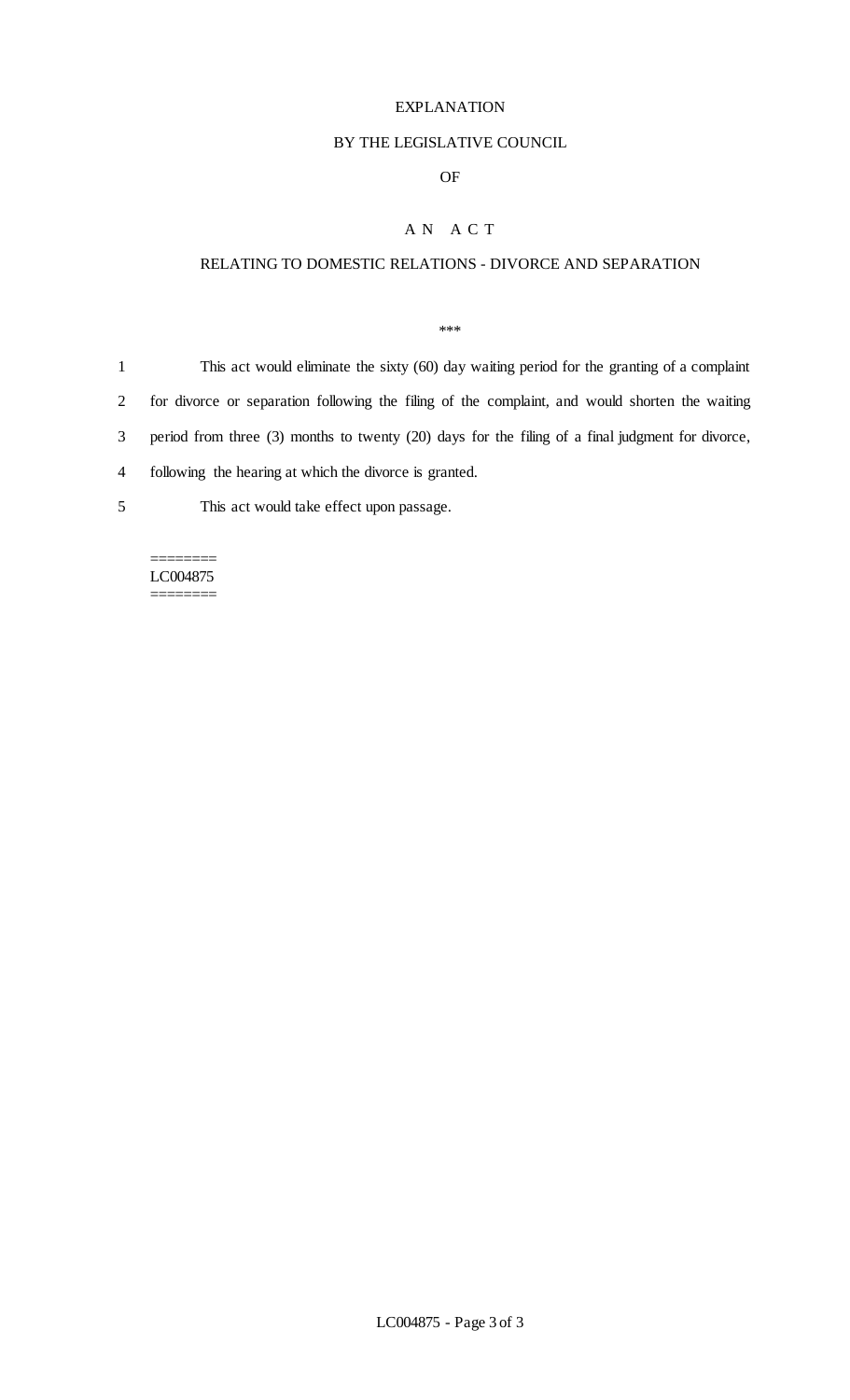EXPLANATION

BY THE LEGISLATIVE COUNCIL

OF

A N A C T

RELATING TO DOMESTIC RELATIONS - DIVORCE AND SEPARATION

\*\*\*

This act would eliminate the sixty (60) day waiting period for the granting of a complaint for divorce or separation following the filing of the complaint, and would shorten the waiting period from three (3) months to twenty (20) days for the filing of a final judgment for divorce, following the hearing at which the divorce is granted.

This act would take effect upon passage.

========
LC004875
========